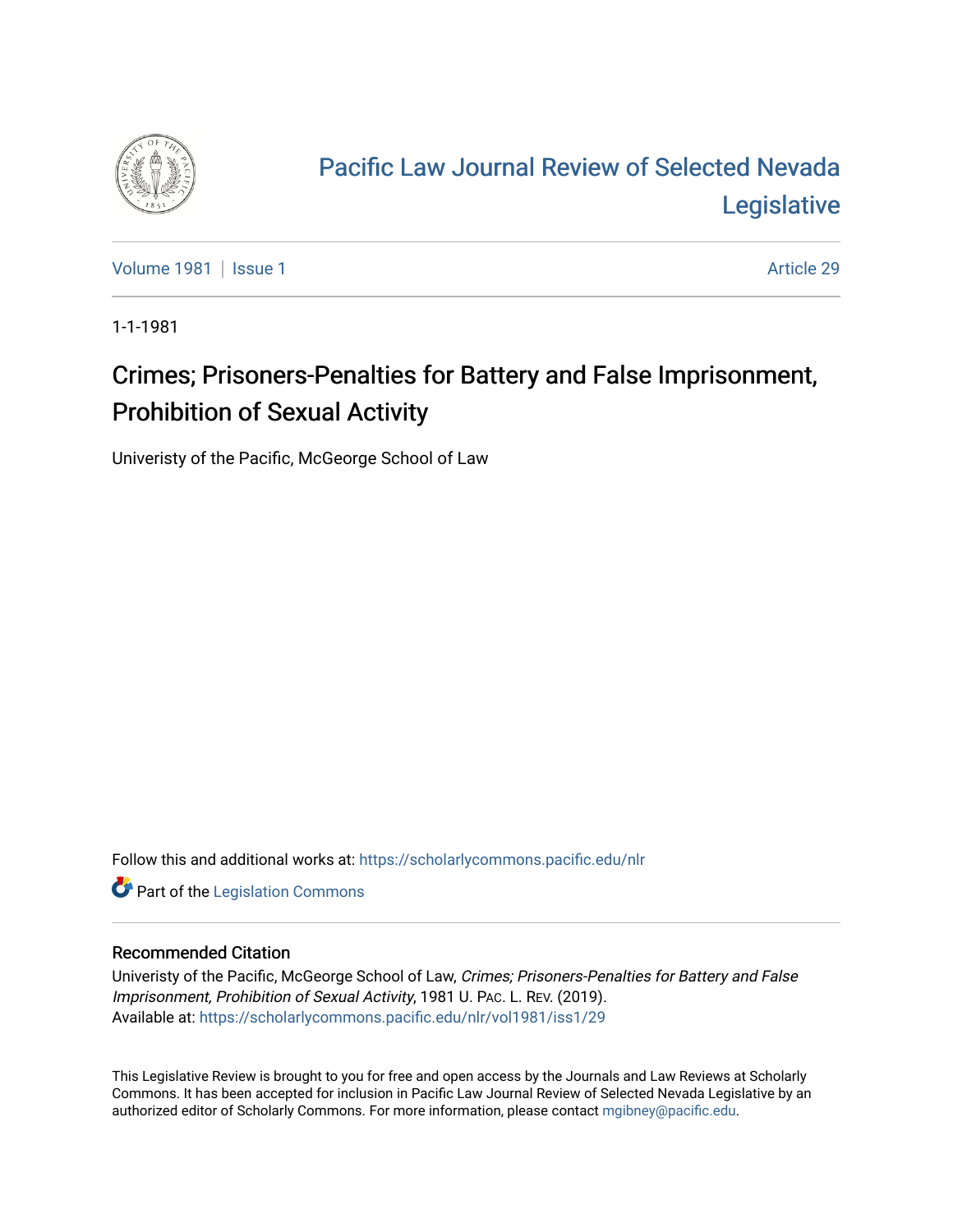# Pacific Law Journal Review of Selected Nevada Legislative

Volume 1981 | Issue 1 Article 29

1-1-1981

## Crimes; Prisoners-Penalties for Battery and False Imprisonment, Prohibition of Sexual Activity

Univeristy of the Pacific, McGeorge School of Law

Follow this and additional works at: https://scholarlycommons.pacific.edu/nlr

Part of the Legislation Commons

### Recommended Citation

Univeristy of the Pacific, McGeorge School of Law, *Crimes; Prisoners-Penalties for Battery and False Imprisonment, Prohibition of Sexual Activity*, 1981 U. PAC. L. REV. (2019).
Available at: https://scholarlycommons.pacific.edu/nlr/vol1981/iss1/29

This Legislative Review is brought to you for free and open access by the Journals and Law Reviews at Scholarly Commons. It has been accepted for inclusion in Pacific Law Journal Review of Selected Nevada Legislative by an authorized editor of Scholarly Commons. For more information, please contact mgibney@pacific.edu.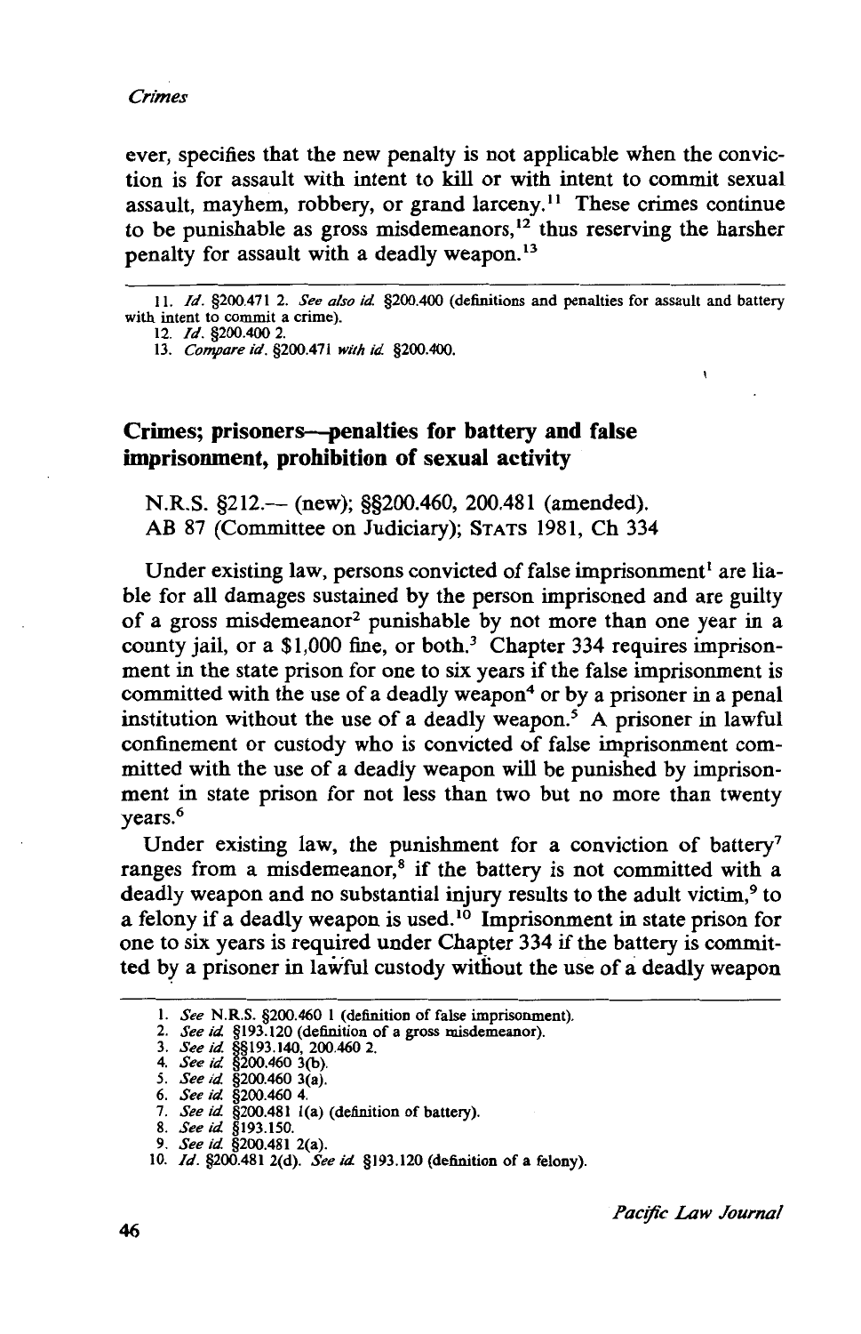ever, specifies that the new penalty is not applicable when the conviction is for assault with intent to kill or with intent to commit sexual assault, mayhem, robbery, or grand larceny.[11] These crimes continue to be punishable as gross misdemeanors,[12] thus reserving the harsher penalty for assault with a deadly weapon.[13]

11. *Id.* §200.471 2. *See also id.* §200.400 (definitions and penalties for assault and battery with intent to commit a crime).
12. *Id.* §200.400 2.
13. *Compare id.* §200.471 *with id.* §200.400.

## Crimes; prisoners—penalties for battery and false imprisonment, prohibition of sexual activity

N.R.S. §212.— (new); §§200.460, 200.481 (amended).
AB 87 (Committee on Judiciary); STATS 1981, Ch 334

Under existing law, persons convicted of false imprisonment[1] are liable for all damages sustained by the person imprisoned and are guilty of a gross misdemeanor[2] punishable by not more than one year in a county jail, or a $1,000 fine, or both.[3] Chapter 334 requires imprisonment in the state prison for one to six years if the false imprisonment is committed with the use of a deadly weapon[4] or by a prisoner in a penal institution without the use of a deadly weapon.[5] A prisoner in lawful confinement or custody who is convicted of false imprisonment committed with the use of a deadly weapon will be punished by imprisonment in state prison for not less than two but no more than twenty years.[6]

Under existing law, the punishment for a conviction of battery[7] ranges from a misdemeanor,[8] if the battery is not committed with a deadly weapon and no substantial injury results to the adult victim,[9] to a felony if a deadly weapon is used.[10] Imprisonment in state prison for one to six years is required under Chapter 334 if the battery is committed by a prisoner in lawful custody without the use of a deadly weapon

1. *See* N.R.S. §200.460 1 (definition of false imprisonment).
2. *See id.* §193.120 (definition of a gross misdemeanor).
3. *See id.* §§193.140, 200.460 2.
4. *See id.* §200.460 3(b).
5. *See id.* §200.460 3(a).
6. *See id.* §200.460 4.
7. *See id.* §200.481 1(a) (definition of battery).
8. *See id.* §193.150.
9. *See id.* §200.481 2(a).
10. *Id.* §200.481 2(d). *See id.* §193.120 (definition of a felony).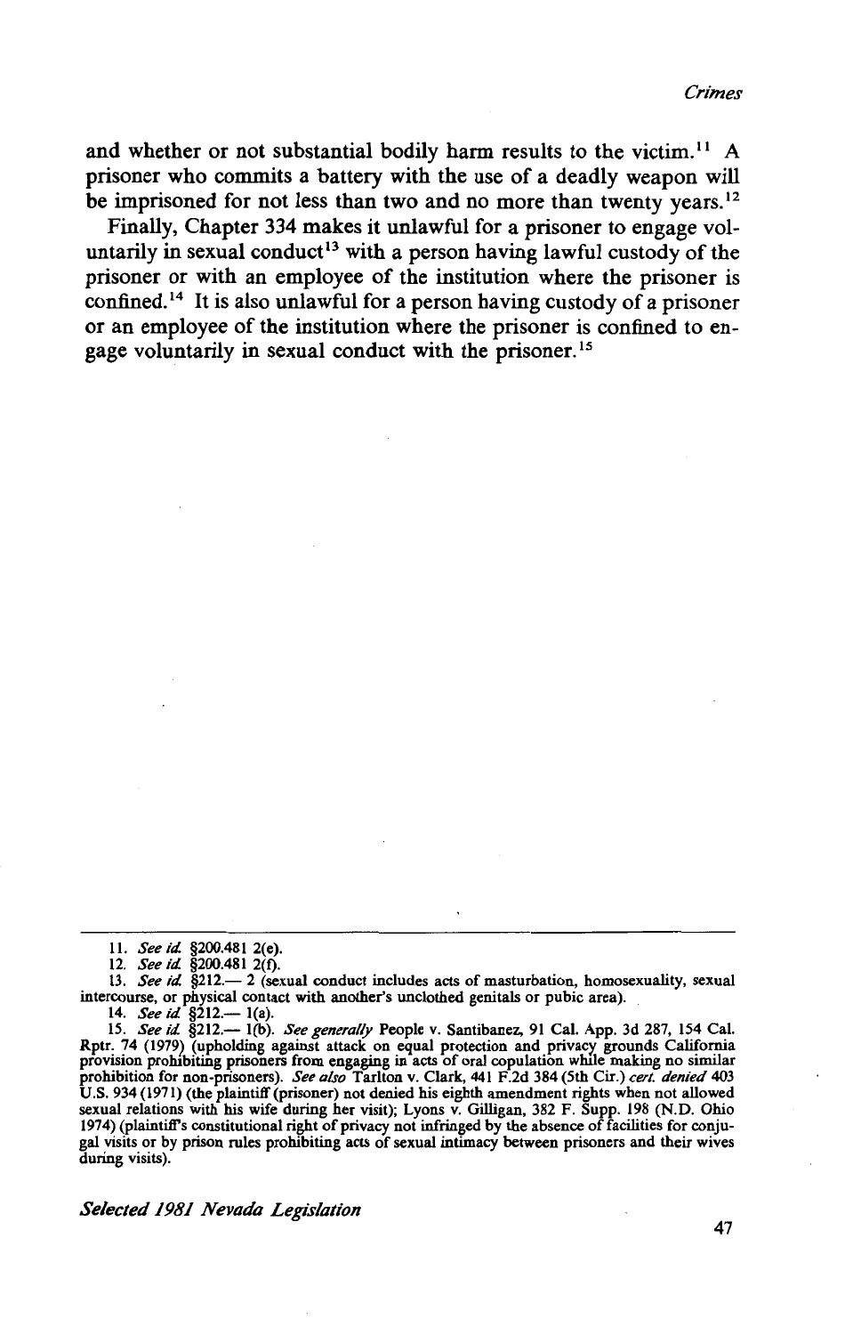and whether or not substantial bodily harm results to the victim.[11] A prisoner who commits a battery with the use of a deadly weapon will be imprisoned for not less than two and no more than twenty years.[12]

Finally, Chapter 334 makes it unlawful for a prisoner to engage voluntarily in sexual conduct[13] with a person having lawful custody of the prisoner or with an employee of the institution where the prisoner is confined.[14] It is also unlawful for a person having custody of a prisoner or an employee of the institution where the prisoner is confined to engage voluntarily in sexual conduct with the prisoner.[15]

---

11. *See id.* §200.481 2(e).
12. *See id.* §200.481 2(f).
13. *See id.* §212.— 2 (sexual conduct includes acts of masturbation, homosexuality, sexual intercourse, or physical contact with another's unclothed genitals or pubic area).
14. *See id.* §212.— 1(a).
15. *See id.* §212.— 1(b). *See generally* People v. Santibanez, 91 Cal. App. 3d 287, 154 Cal. Rptr. 74 (1979) (upholding against attack on equal protection and privacy grounds California provision prohibiting prisoners from engaging in acts of oral copulation while making no similar prohibition for non-prisoners). *See also* Tarlton v. Clark, 441 F.2d 384 (5th Cir.) *cert. denied* 403 U.S. 934 (1971) (the plaintiff (prisoner) not denied his eighth amendment rights when not allowed sexual relations with his wife during her visit); Lyons v. Gilligan, 382 F. Supp. 198 (N.D. Ohio 1974) (plaintiff's constitutional right of privacy not infringed by the absence of facilities for conjugal visits or by prison rules prohibiting acts of sexual intimacy between prisoners and their wives during visits).